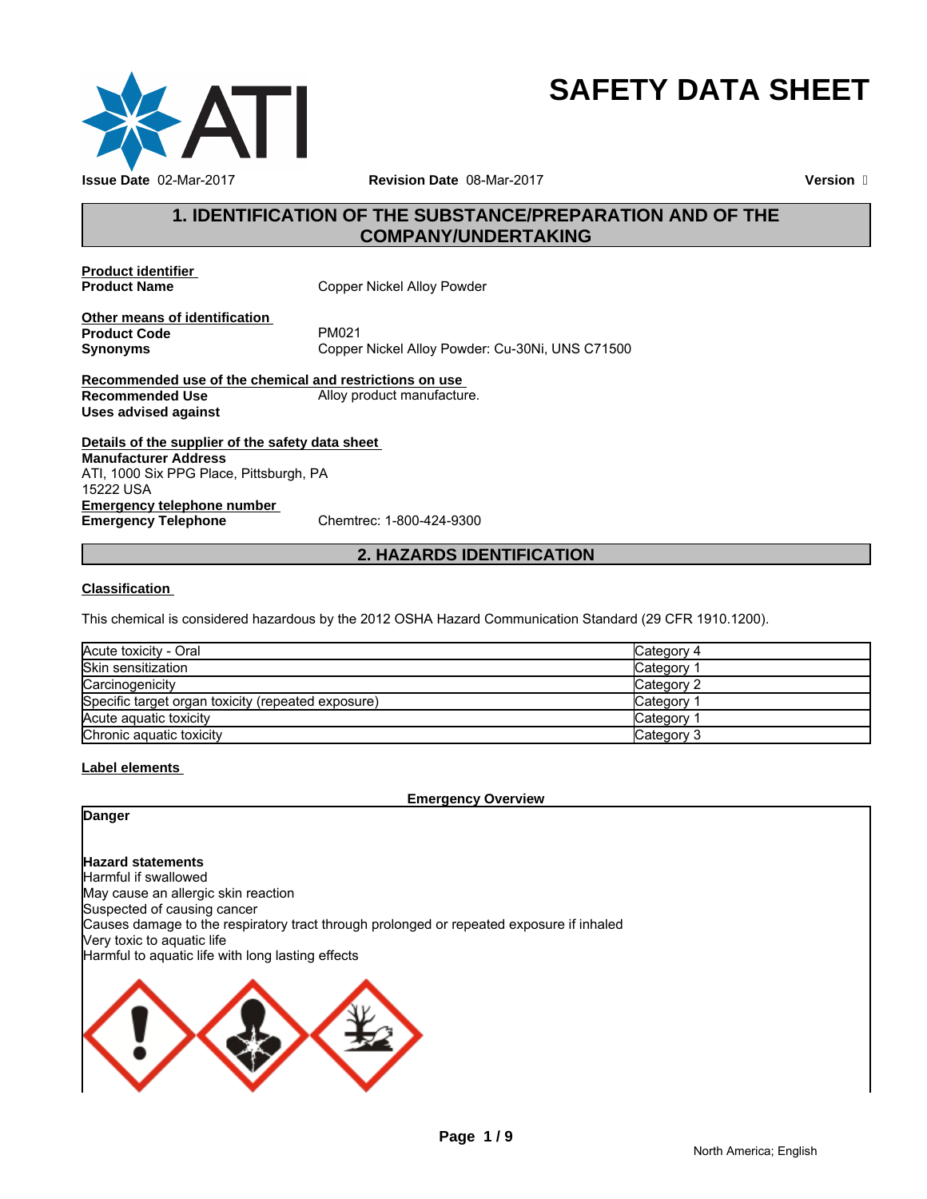# SAFETY DATA SHEET

**Issue Date** 02-Mar-2017 **Revision Date** 08-Mar-2017 **Version** 

## 1. IDENTIFICATION OF THE SUBSTANCE/PREPARATION AND OF THE COMPANY/UNDERTAKING

**Product identifier**

**Product Name** Copper Nickel Alloy Powder

**Other means of identification**

**Product Code** PM021

**Synonyms** Copper Nickel Alloy Powder: Cu-30Ni, UNS C71500

**Recommended use of the chemical and restrictions on use**

**Recommended Use** Alloy product manufacture.

**Uses advised against**

**Details of the supplier of the safety data sheet**

**Manufacturer Address**

ATI, 1000 Six PPG Place, Pittsburgh, PA
15222 USA

**Emergency telephone number**

**Emergency Telephone** Chemtrec: 1-800-424-9300

## 2. HAZARDS IDENTIFICATION

**Classification**

This chemical is considered hazardous by the 2012 OSHA Hazard Communication Standard (29 CFR 1910.1200).

| | |
|---|---|
| Acute toxicity - Oral | Category 4 |
| Skin sensitization | Category 1 |
| Carcinogenicity | Category 2 |
| Specific target organ toxicity (repeated exposure) | Category 1 |
| Acute aquatic toxicity | Category 1 |
| Chronic aquatic toxicity | Category 3 |

**Label elements**

**Emergency Overview**

**Danger**

**Hazard statements**

Harmful if swallowed
May cause an allergic skin reaction
Suspected of causing cancer
Causes damage to the respiratory tract through prolonged or repeated exposure if inhaled
Very toxic to aquatic life
Harmful to aquatic life with long lasting effects

North America; English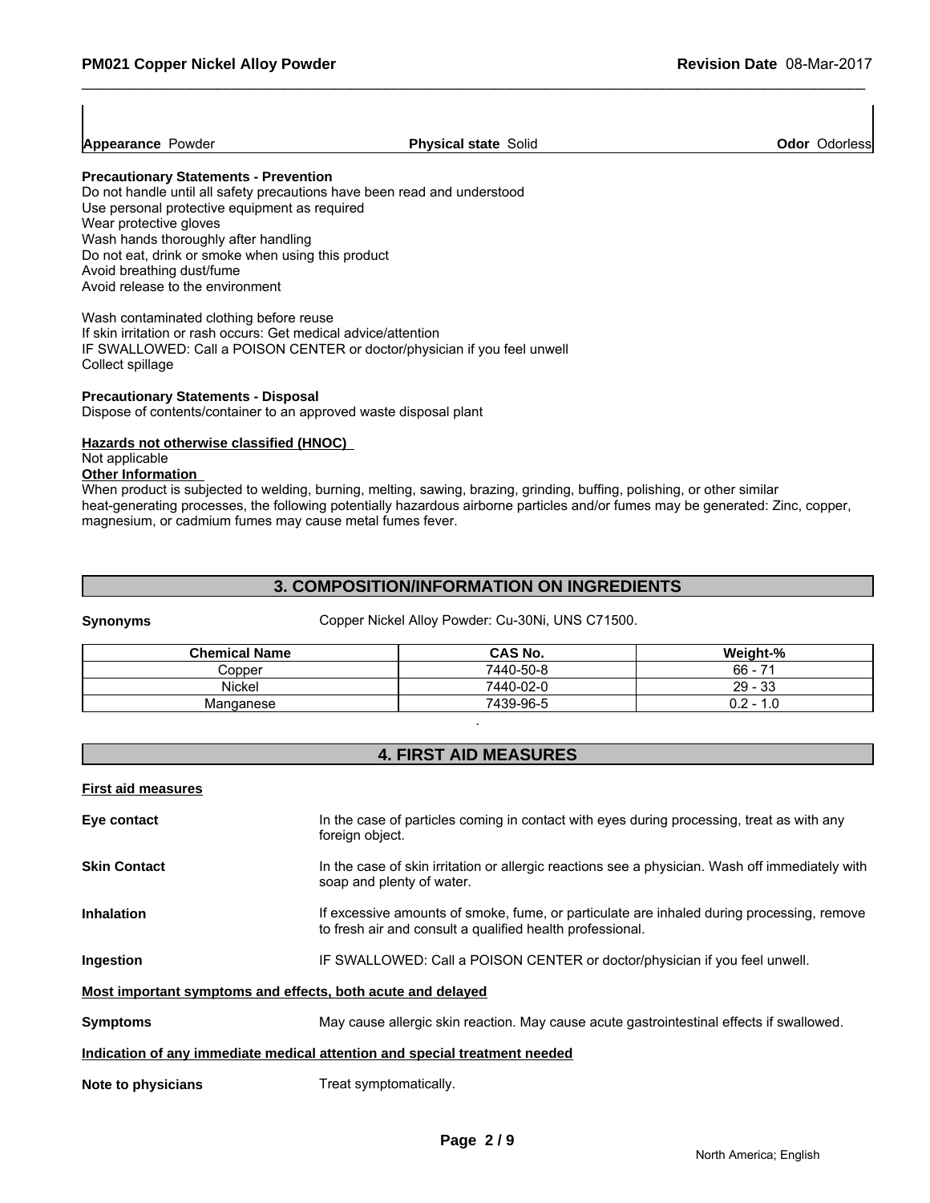**Appearance** Powder **Physical state** Solid **Odor** Odorless

**Precautionary Statements - Prevention**

Do not handle until all safety precautions have been read and understood
Use personal protective equipment as required
Wear protective gloves
Wash hands thoroughly after handling
Do not eat, drink or smoke when using this product
Avoid breathing dust/fume
Avoid release to the environment

Wash contaminated clothing before reuse
If skin irritation or rash occurs: Get medical advice/attention
IF SWALLOWED: Call a POISON CENTER or doctor/physician if you feel unwell
Collect spillage

**Precautionary Statements - Disposal**

Dispose of contents/container to an approved waste disposal plant

**Hazards not otherwise classified (HNOC)**

Not applicable

**Other Information**

When product is subjected to welding, burning, melting, sawing, brazing, grinding, buffing, polishing, or other similar heat-generating processes, the following potentially hazardous airborne particles and/or fumes may be generated: Zinc, copper, magnesium, or cadmium fumes may cause metal fumes fever.

## 3. COMPOSITION/INFORMATION ON INGREDIENTS

**Synonyms** Copper Nickel Alloy Powder: Cu-30Ni, UNS C71500.

| Chemical Name | CAS No. | Weight-% |
|---|---|---|
| Copper | 7440-50-8 | 66 - 71 |
| Nickel | 7440-02-0 | 29 - 33 |
| Manganese | 7439-96-5 | 0.2 - 1.0 |

.

## 4. FIRST AID MEASURES

**First aid measures**

**Eye contact** In the case of particles coming in contact with eyes during processing, treat as with any foreign object.

**Skin Contact** In the case of skin irritation or allergic reactions see a physician. Wash off immediately with soap and plenty of water.

**Inhalation** If excessive amounts of smoke, fume, or particulate are inhaled during processing, remove to fresh air and consult a qualified health professional.

**Ingestion** IF SWALLOWED: Call a POISON CENTER or doctor/physician if you feel unwell.

**Most important symptoms and effects, both acute and delayed**

**Symptoms** May cause allergic skin reaction. May cause acute gastrointestinal effects if swallowed.

**Indication of any immediate medical attention and special treatment needed**

**Note to physicians** Treat symptomatically.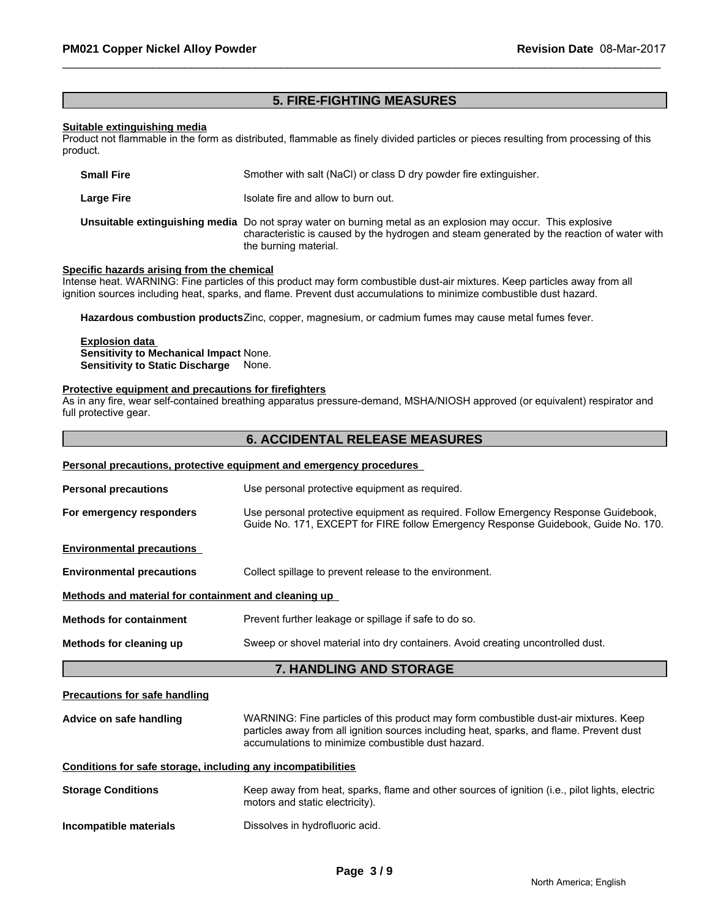## 5. FIRE-FIGHTING MEASURES

**Suitable extinguishing media**

Product not flammable in the form as distributed, flammable as finely divided particles or pieces resulting from processing of this product.

**Small Fire** Smother with salt (NaCl) or class D dry powder fire extinguisher.

**Large Fire** Isolate fire and allow to burn out.

**Unsuitable extinguishing media** Do not spray water on burning metal as an explosion may occur. This explosive characteristic is caused by the hydrogen and steam generated by the reaction of water with the burning material.

**Specific hazards arising from the chemical**

Intense heat. WARNING: Fine particles of this product may form combustible dust-air mixtures. Keep particles away from all ignition sources including heat, sparks, and flame. Prevent dust accumulations to minimize combustible dust hazard.

**Hazardous combustion products** Zinc, copper, magnesium, or cadmium fumes may cause metal fumes fever.

**Explosion data**

**Sensitivity to Mechanical Impact** None.

**Sensitivity to Static Discharge** None.

**Protective equipment and precautions for firefighters**

As in any fire, wear self-contained breathing apparatus pressure-demand, MSHA/NIOSH approved (or equivalent) respirator and full protective gear.

## 6. ACCIDENTAL RELEASE MEASURES

**Personal precautions, protective equipment and emergency procedures**

**Personal precautions** Use personal protective equipment as required.

**For emergency responders** Use personal protective equipment as required. Follow Emergency Response Guidebook, Guide No. 171, EXCEPT for FIRE follow Emergency Response Guidebook, Guide No. 170.

**Environmental precautions**

**Environmental precautions** Collect spillage to prevent release to the environment.

**Methods and material for containment and cleaning up**

**Methods for containment** Prevent further leakage or spillage if safe to do so.

**Methods for cleaning up** Sweep or shovel material into dry containers. Avoid creating uncontrolled dust.

## 7. HANDLING AND STORAGE

**Precautions for safe handling**

**Advice on safe handling** WARNING: Fine particles of this product may form combustible dust-air mixtures. Keep particles away from all ignition sources including heat, sparks, and flame. Prevent dust accumulations to minimize combustible dust hazard.

**Conditions for safe storage, including any incompatibilities**

**Storage Conditions** Keep away from heat, sparks, flame and other sources of ignition (i.e., pilot lights, electric motors and static electricity).

**Incompatible materials** Dissolves in hydrofluoric acid.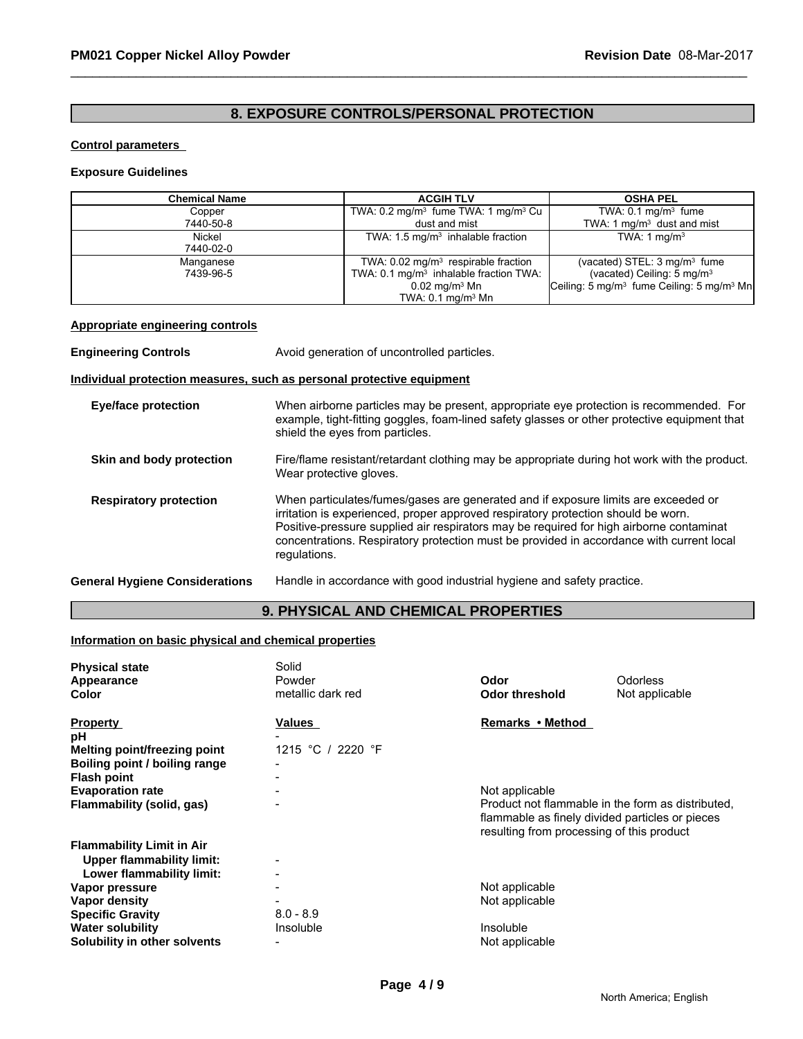## 8. EXPOSURE CONTROLS/PERSONAL PROTECTION

**Control parameters**

**Exposure Guidelines**

| Chemical Name | ACGIH TLV | OSHA PEL |
|---|---|---|
| Copper<br>7440-50-8 | TWA: 0.2 mg/m$^3$ fume TWA: 1 mg/m$^3$ Cu dust and mist | TWA: 0.1 mg/m$^3$ fume<br>TWA: 1 mg/m$^3$ dust and mist |
| Nickel<br>7440-02-0 | TWA: 1.5 mg/m$^3$ inhalable fraction | TWA: 1 mg/m$^3$ |
| Manganese<br>7439-96-5 | TWA: 0.02 mg/m$^3$ respirable fraction<br>TWA: 0.1 mg/m$^3$ inhalable fraction TWA: 0.02 mg/m$^3$ Mn<br>TWA: 0.1 mg/m$^3$ Mn | (vacated) STEL: 3 mg/m$^3$ fume<br>(vacated) Ceiling: 5 mg/m$^3$<br>Ceiling: 5 mg/m$^3$ fume Ceiling: 5 mg/m$^3$ Mn |

**Appropriate engineering controls**

**Engineering Controls** Avoid generation of uncontrolled particles.

**Individual protection measures, such as personal protective equipment**

**Eye/face protection** When airborne particles may be present, appropriate eye protection is recommended. For example, tight-fitting goggles, foam-lined safety glasses or other protective equipment that shield the eyes from particles.

**Skin and body protection** Fire/flame resistant/retardant clothing may be appropriate during hot work with the product. Wear protective gloves.

**Respiratory protection** When particulates/fumes/gases are generated and if exposure limits are exceeded or irritation is experienced, proper approved respiratory protection should be worn. Positive-pressure supplied air respirators may be required for high airborne contaminat concentrations. Respiratory protection must be provided in accordance with current local regulations.

**General Hygiene Considerations** Handle in accordance with good industrial hygiene and safety practice.

## 9. PHYSICAL AND CHEMICAL PROPERTIES

**Information on basic physical and chemical properties**

| | | | |
|---|---|---|---|
| **Physical state** | Solid | | |
| **Appearance** | Powder | **Odor** | Odorless |
| **Color** | metallic dark red | **Odor threshold** | Not applicable |

| **Property** | **Values** | **Remarks • Method** |
|---|---|---|
| **pH** | - | |
| **Melting point/freezing point** | 1215 °C / 2220 °F | |
| **Boiling point / boiling range** | - | |
| **Flash point** | - | |
| **Evaporation rate** | - | Not applicable |
| **Flammability (solid, gas)** | - | Product not flammable in the form as distributed, flammable as finely divided particles or pieces resulting from processing of this product |
| **Flammability Limit in Air** | | |
| **Upper flammability limit:** | - | |
| **Lower flammability limit:** | - | |
| **Vapor pressure** | - | Not applicable |
| **Vapor density** | - | Not applicable |
| **Specific Gravity** | 8.0 - 8.9 | |
| **Water solubility** | Insoluble | Insoluble |
| **Solubility in other solvents** | - | Not applicable |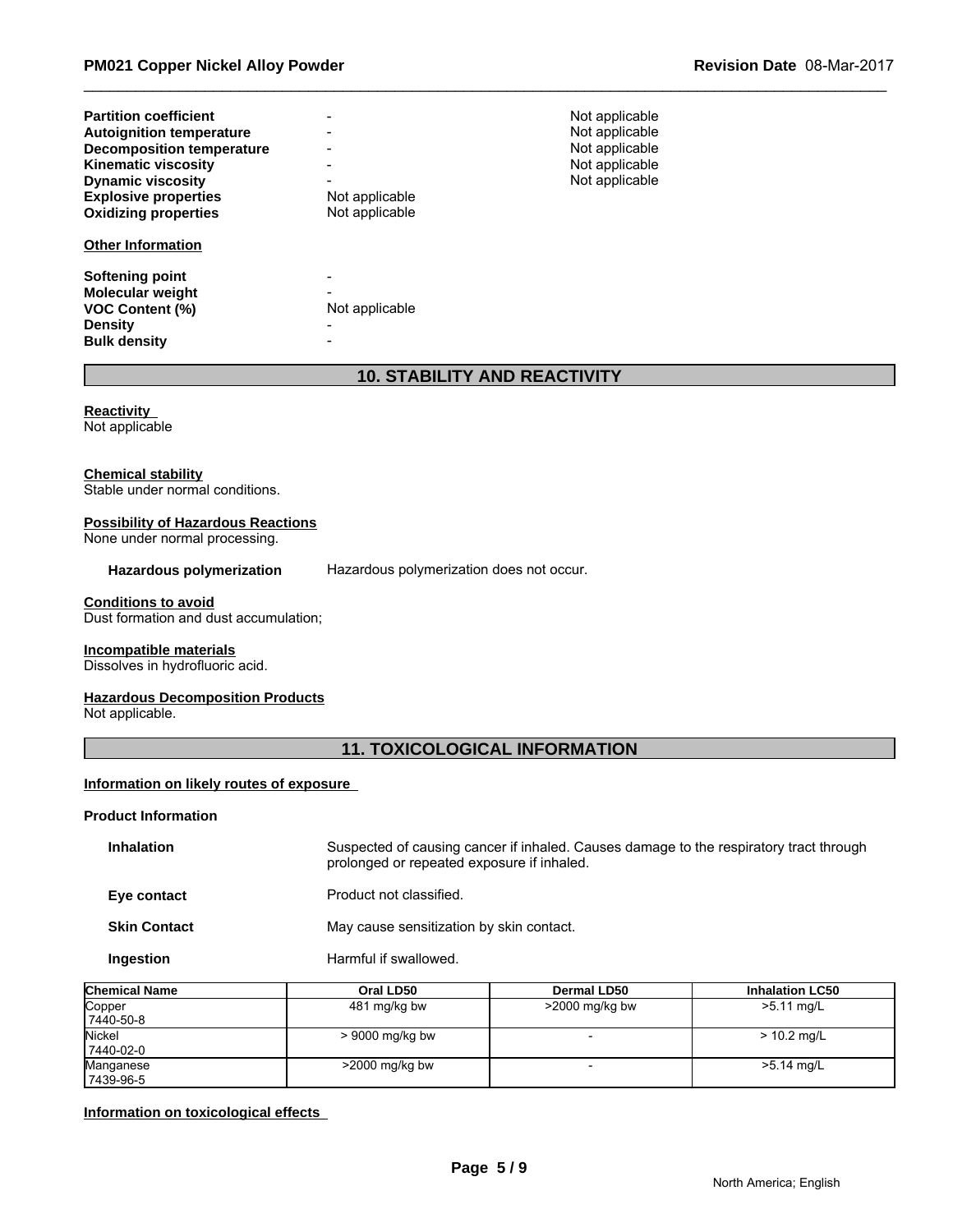| | | |
|---|---|---|
| **Partition coefficient** | - | Not applicable |
| **Autoignition temperature** | - | Not applicable |
| **Decomposition temperature** | - | Not applicable |
| **Kinematic viscosity** | - | Not applicable |
| **Dynamic viscosity** | - | Not applicable |
| **Explosive properties** | Not applicable | |
| **Oxidizing properties** | Not applicable | |

**Other Information**

| | |
|---|---|
| **Softening point** | - |
| **Molecular weight** | - |
| **VOC Content (%)** | Not applicable |
| **Density** | - |
| **Bulk density** | - |

## 10. STABILITY AND REACTIVITY

**Reactivity**
Not applicable

**Chemical stability**
Stable under normal conditions.

**Possibility of Hazardous Reactions**
None under normal processing.

**Hazardous polymerization** Hazardous polymerization does not occur.

**Conditions to avoid**
Dust formation and dust accumulation;

**Incompatible materials**
Dissolves in hydrofluoric acid.

**Hazardous Decomposition Products**
Not applicable.

## 11. TOXICOLOGICAL INFORMATION

**Information on likely routes of exposure**

**Product Information**

**Inhalation** Suspected of causing cancer if inhaled. Causes damage to the respiratory tract through prolonged or repeated exposure if inhaled.

**Eye contact** Product not classified.

**Skin Contact** May cause sensitization by skin contact.

**Ingestion** Harmful if swallowed.

| Chemical Name | Oral LD50 | Dermal LD50 | Inhalation LC50 |
|---|---|---|---|
| Copper 7440-50-8 | 481 mg/kg bw | >2000 mg/kg bw | >5.11 mg/L |
| Nickel 7440-02-0 | > 9000 mg/kg bw | - | > 10.2 mg/L |
| Manganese 7439-96-5 | >2000 mg/kg bw | - | >5.14 mg/L |

**Information on toxicological effects**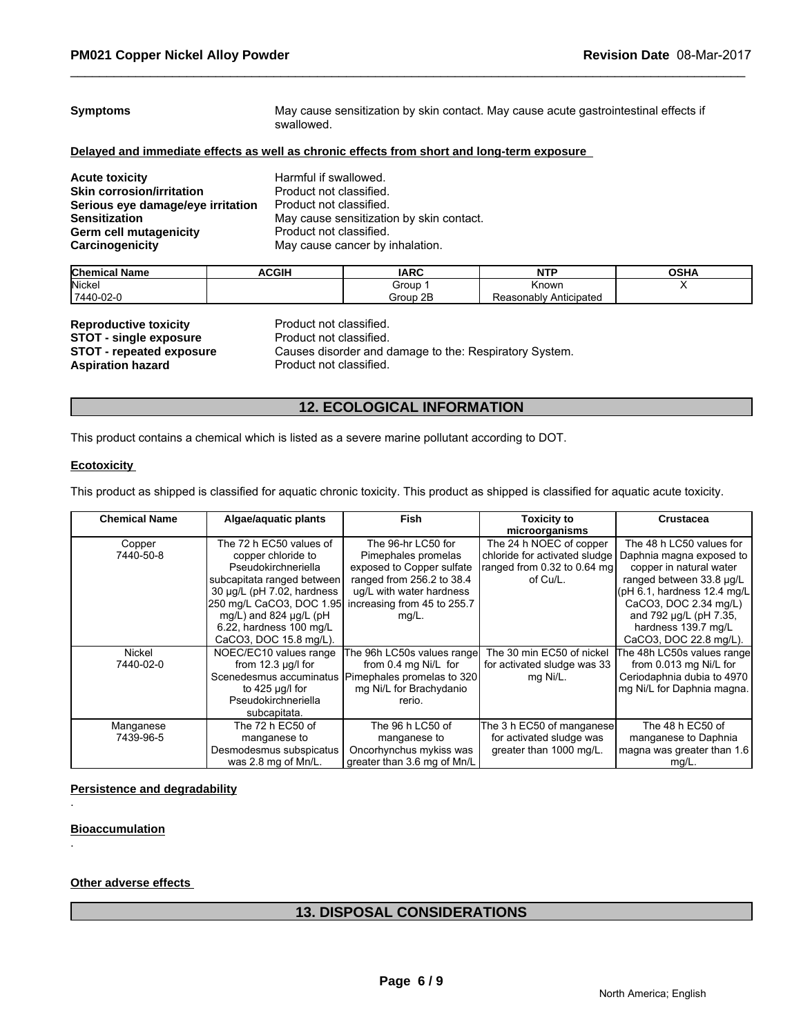**Symptoms** May cause sensitization by skin contact. May cause acute gastrointestinal effects if swallowed.

**Delayed and immediate effects as well as chronic effects from short and long-term exposure**

**Acute toxicity** Harmful if swallowed.
**Skin corrosion/irritation** Product not classified.
**Serious eye damage/eye irritation** Product not classified.
**Sensitization** May cause sensitization by skin contact.
**Germ cell mutagenicity** Product not classified.
**Carcinogenicity** May cause cancer by inhalation.

| Chemical Name | ACGIH | IARC | NTP | OSHA |
|---|---|---|---|---|
| Nickel 7440-02-0 | | Group 1 Group 2B | Known Reasonably Anticipated | X |

**Reproductive toxicity** Product not classified.
**STOT - single exposure** Product not classified.
**STOT - repeated exposure** Causes disorder and damage to the: Respiratory System.
**Aspiration hazard** Product not classified.

## 12. ECOLOGICAL INFORMATION

This product contains a chemical which is listed as a severe marine pollutant according to DOT.

**Ecotoxicity**

This product as shipped is classified for aquatic chronic toxicity. This product as shipped is classified for aquatic acute toxicity.

| Chemical Name | Algae/aquatic plants | Fish | Toxicity to microorganisms | Crustacea |
|---|---|---|---|---|
| Copper 7440-50-8 | The 72 h EC50 values of copper chloride to Pseudokirchneriella subcapitata ranged between 30 µg/L (pH 7.02, hardness 250 mg/L $CaCO_3$, DOC 1.95 mg/L) and 824 µg/L (pH 6.22, hardness 100 mg/L $CaCO_3$, DOC 15.8 mg/L). | The 96-hr LC50 for Pimephales promelas exposed to Copper sulfate ranged from 256.2 to 38.4 ug/L with water hardness increasing from 45 to 255.7 mg/L. | The 24 h NOEC of copper chloride for activated sludge ranged from 0.32 to 0.64 mg of Cu/L. | The 48 h LC50 values for Daphnia magna exposed to copper in natural water ranged between 33.8 µg/L (pH 6.1, hardness 12.4 mg/L $CaCO_3$, DOC 2.34 mg/L) and 792 µg/L (pH 7.35, hardness 139.7 mg/L $CaCO_3$, DOC 22.8 mg/L). |
| Nickel 7440-02-0 | NOEC/EC10 values range from 12.3 µg/l for Scenedesmus accuminatus to 425 µg/l for Pseudokirchneriella subcapitata. | The 96h LC50s values range from 0.4 mg Ni/L for Pimephales promelas to 320 mg Ni/L for Brachydanio rerio. | The 30 min EC50 of nickel for activated sludge was 33 mg Ni/L. | The 48h LC50s values range from 0.013 mg Ni/L for Ceriodaphnia dubia to 4970 mg Ni/L for Daphnia magna. |
| Manganese 7439-96-5 | The 72 h EC50 of manganese to Desmodesmus subspicatus was 2.8 mg of Mn/L. | The 96 h LC50 of manganese to Oncorhynchus mykiss was greater than 3.6 mg of Mn/L | The 3 h EC50 of manganese for activated sludge was greater than 1000 mg/L. | The 48 h EC50 of manganese to Daphnia magna was greater than 1.6 mg/L. |

**Persistence and degradability**

.

**Bioaccumulation**

.

**Other adverse effects**

## 13. DISPOSAL CONSIDERATIONS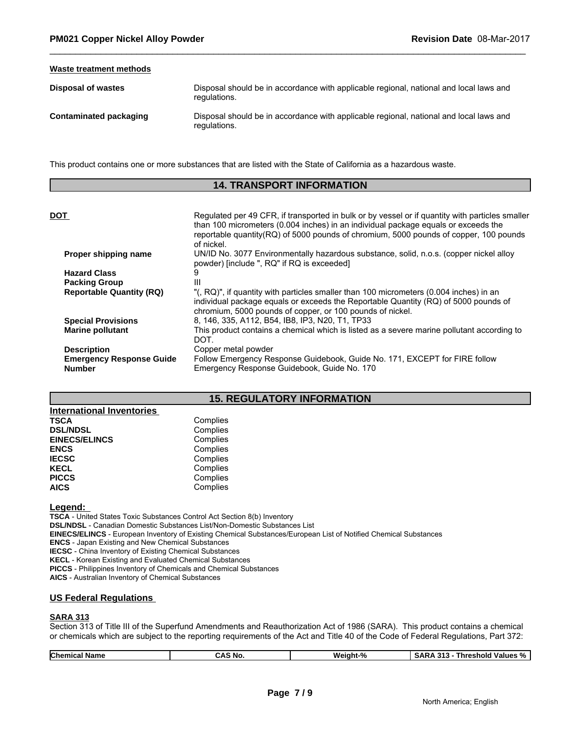**Waste treatment methods**

| | |
|---|---|
| **Disposal of wastes** | Disposal should be in accordance with applicable regional, national and local laws and regulations. |
| **Contaminated packaging** | Disposal should be in accordance with applicable regional, national and local laws and regulations. |

This product contains one or more substances that are listed with the State of California as a hazardous waste.

## 14. TRANSPORT INFORMATION

| | |
|---|---|
| **DOT** | Regulated per 49 CFR, if transported in bulk or by vessel or if quantity with particles smaller than 100 micrometers (0.004 inches) in an individual package equals or exceeds the reportable quantity(RQ) of 5000 pounds of chromium, 5000 pounds of copper, 100 pounds of nickel. |
| **Proper shipping name** | UN/ID No. 3077 Environmentally hazardous substance, solid, n.o.s. (copper nickel alloy powder) [include ", RQ" if RQ is exceeded] |
| **Hazard Class** | 9 |
| **Packing Group** | III |
| **Reportable Quantity (RQ)** | "(, RQ)", if quantity with particles smaller than 100 micrometers (0.004 inches) in an individual package equals or exceeds the Reportable Quantity (RQ) of 5000 pounds of chromium, 5000 pounds of copper, or 100 pounds of nickel. |
| **Special Provisions** | 8, 146, 335, A112, B54, IB8, IP3, N20, T1, TP33 |
| **Marine pollutant** | This product contains a chemical which is listed as a severe marine pollutant according to DOT. |
| **Description** | Copper metal powder |
| **Emergency Response Guide Number** | Follow Emergency Response Guidebook, Guide No. 171, EXCEPT for FIRE follow Emergency Response Guidebook, Guide No. 170 |

## 15. REGULATORY INFORMATION

**International Inventories**

| | |
|---|---|
| **TSCA** | Complies |
| **DSL/NDSL** | Complies |
| **EINECS/ELINCS** | Complies |
| **ENCS** | Complies |
| **IECSC** | Complies |
| **KECL** | Complies |
| **PICCS** | Complies |
| **AICS** | Complies |

**Legend:**

**TSCA** - United States Toxic Substances Control Act Section 8(b) Inventory
**DSL/NDSL** - Canadian Domestic Substances List/Non-Domestic Substances List
**EINECS/ELINCS** - European Inventory of Existing Chemical Substances/European List of Notified Chemical Substances
**ENCS** - Japan Existing and New Chemical Substances
**IECSC** - China Inventory of Existing Chemical Substances
**KECL** - Korean Existing and Evaluated Chemical Substances
**PICCS** - Philippines Inventory of Chemicals and Chemical Substances
**AICS** - Australian Inventory of Chemical Substances

### US Federal Regulations

**SARA 313**

Section 313 of Title III of the Superfund Amendments and Reauthorization Act of 1986 (SARA). This product contains a chemical or chemicals which are subject to the reporting requirements of the Act and Title 40 of the Code of Federal Regulations, Part 372:

| Chemical Name | CAS No. | Weight-% | SARA 313 - Threshold Values % |
|---|---|---|---|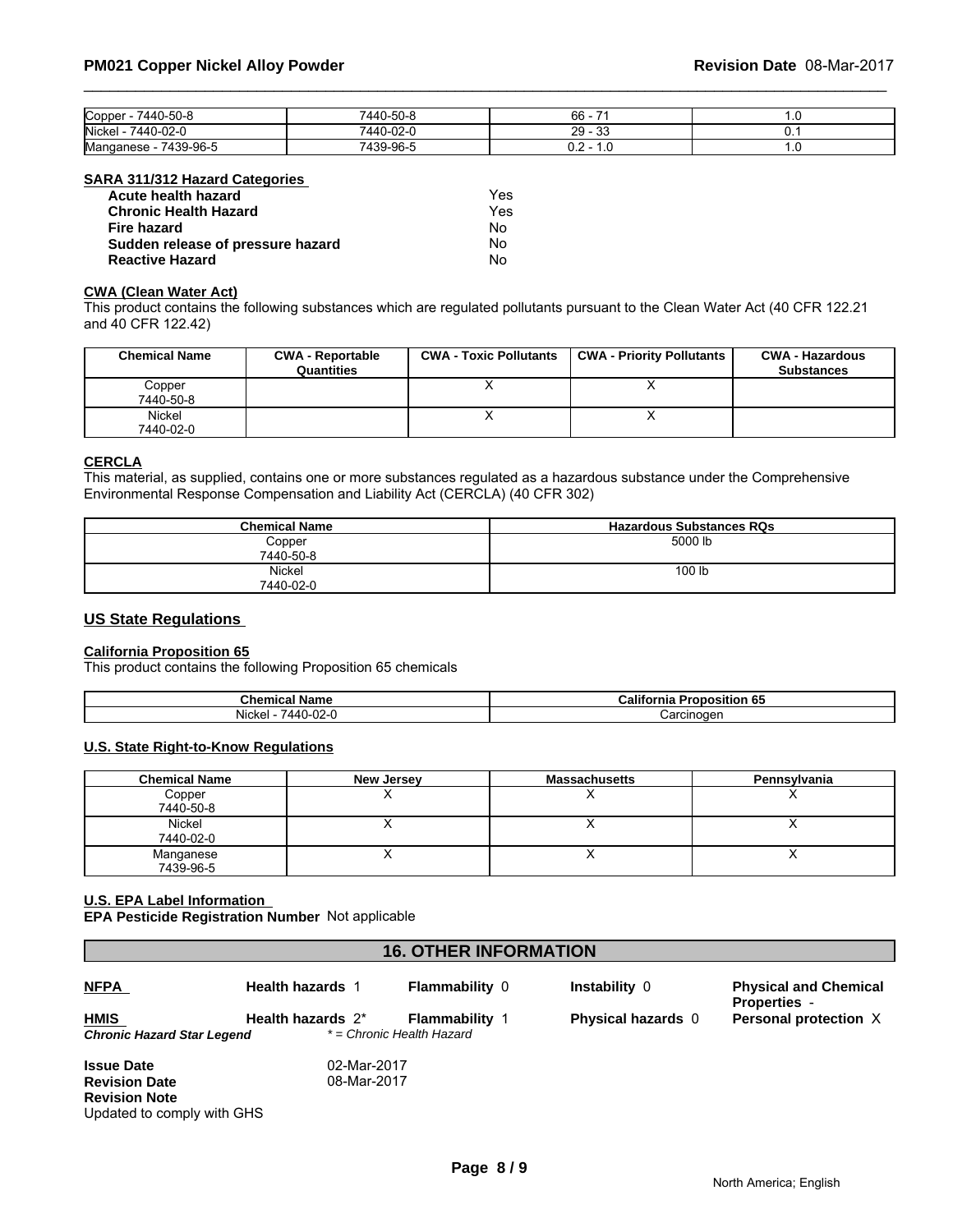| Copper - 7440-50-8 | 7440-50-8 | 66 - 71 | 1.0 |
|---|---|---|---|
| Nickel - 7440-02-0 | 7440-02-0 | 29 - 33 | 0.1 |
| Manganese - 7439-96-5 | 7439-96-5 | 0.2 - 1.0 | 1.0 |

### SARA 311/312 Hazard Categories

| | |
|---|---|
| **Acute health hazard** | Yes |
| **Chronic Health Hazard** | Yes |
| **Fire hazard** | No |
| **Sudden release of pressure hazard** | No |
| **Reactive Hazard** | No |

### CWA (Clean Water Act)

This product contains the following substances which are regulated pollutants pursuant to the Clean Water Act (40 CFR 122.21 and 40 CFR 122.42)

| Chemical Name | CWA - Reportable Quantities | CWA - Toxic Pollutants | CWA - Priority Pollutants | CWA - Hazardous Substances |
|---|---|---|---|---|
| Copper 7440-50-8 | | X | X | |
| Nickel 7440-02-0 | | X | X | |

### CERCLA

This material, as supplied, contains one or more substances regulated as a hazardous substance under the Comprehensive Environmental Response Compensation and Liability Act (CERCLA) (40 CFR 302)

| Chemical Name | Hazardous Substances RQs |
|---|---|
| Copper 7440-50-8 | 5000 lb |
| Nickel 7440-02-0 | 100 lb |

## US State Regulations

### California Proposition 65

This product contains the following Proposition 65 chemicals

| Chemical Name | California Proposition 65 |
|---|---|
| Nickel - 7440-02-0 | Carcinogen |

### U.S. State Right-to-Know Regulations

| Chemical Name | New Jersey | Massachusetts | Pennsylvania |
|---|---|---|---|
| Copper 7440-50-8 | X | X | X |
| Nickel 7440-02-0 | X | X | X |
| Manganese 7439-96-5 | X | X | X |

### U.S. EPA Label Information

**EPA Pesticide Registration Number** Not applicable

## 16. OTHER INFORMATION

| | | | | |
|---|---|---|---|---|
| **NFPA** | **Health hazards** 1 | **Flammability** 0 | **Instability** 0 | **Physical and Chemical Properties** - |
| **HMIS** | **Health hazards** 2* | **Flammability** 1 | **Physical hazards** 0 | **Personal protection** X |
| ***Chronic Hazard Star Legend*** | *\* = Chronic Health Hazard* | | | |

**Issue Date** 02-Mar-2017
**Revision Date** 08-Mar-2017
**Revision Note**
Updated to comply with GHS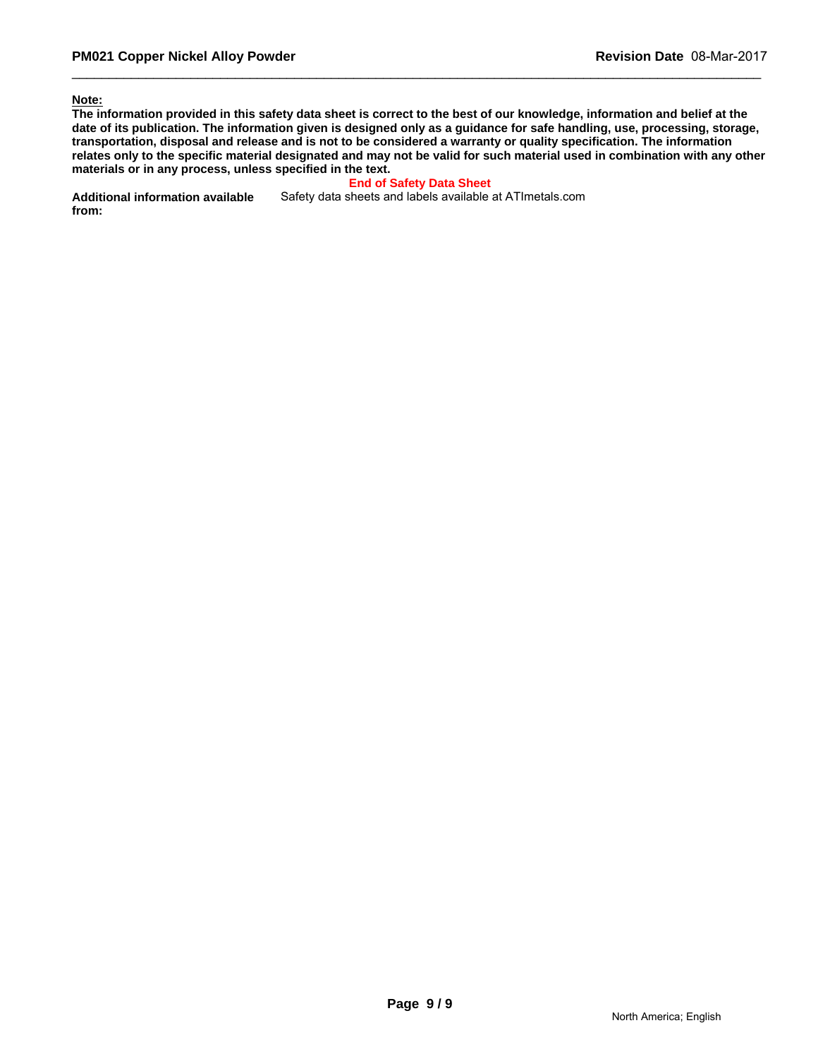**Note:**

**The information provided in this safety data sheet is correct to the best of our knowledge, information and belief at the date of its publication. The information given is designed only as a guidance for safe handling, use, processing, storage, transportation, disposal and release and is not to be considered a warranty or quality specification. The information relates only to the specific material designated and may not be valid for such material used in combination with any other materials or in any process, unless specified in the text.**

**End of Safety Data Sheet**

**Additional information available from:** Safety data sheets and labels available at ATImetals.com

North America; English